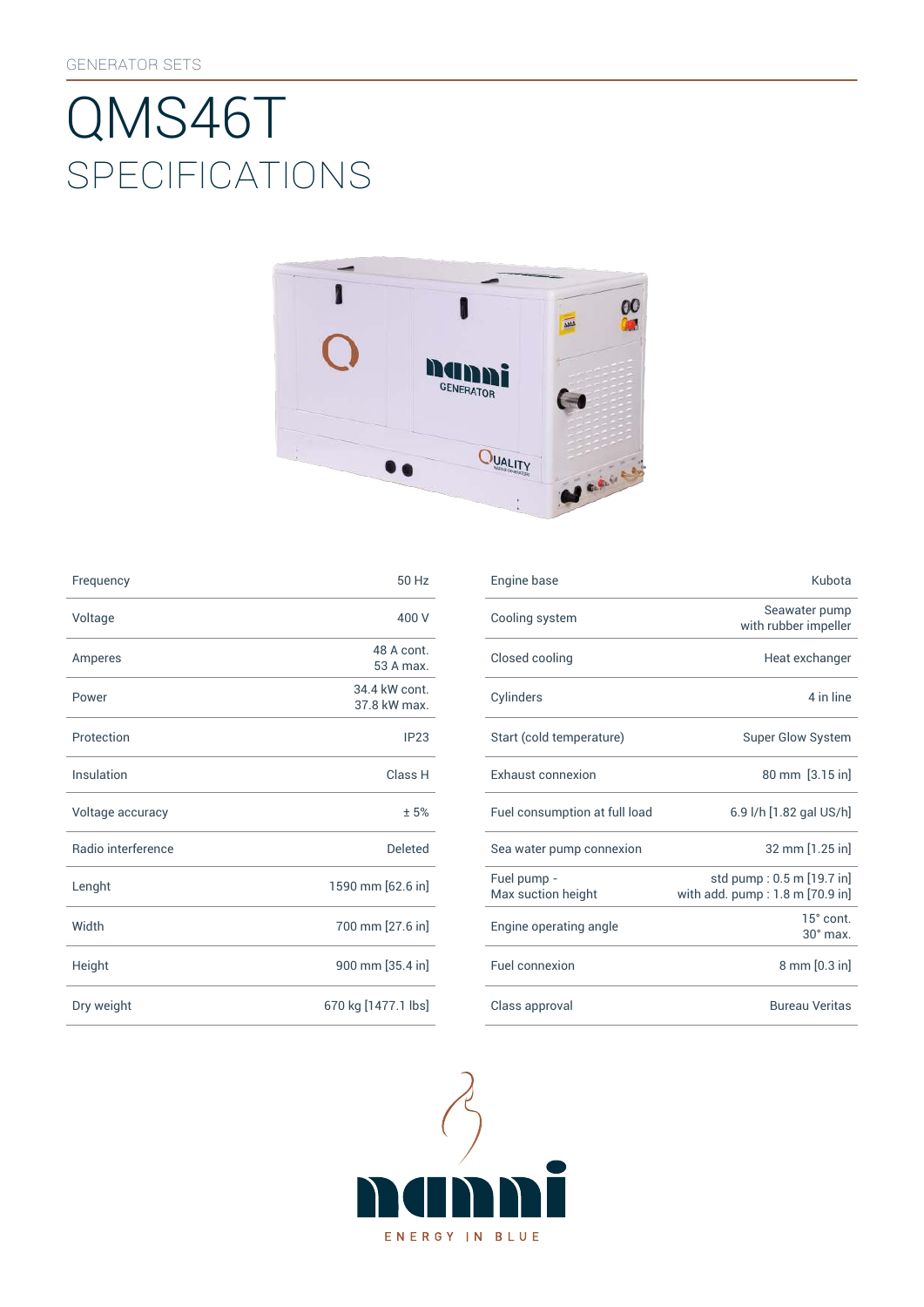GENERATOR SETS

# QMS46T
## SPECIFICATIONS

| | |
|---|---|
| Frequency | 50 Hz |
| Voltage | 400 V |
| Amperes | 48 A cont.<br>53 A max. |
| Power | 34.4 kW cont.<br>37.8 kW max. |
| Protection | IP23 |
| Insulation | Class H |
| Voltage accuracy | ± 5% |
| Radio interference | Deleted |
| Lenght | 1590 mm [62.6 in] |
| Width | 700 mm [27.6 in] |
| Height | 900 mm [35.4 in] |
| Dry weight | 670 kg [1477.1 lbs] |

| | |
|---|---|
| Engine base | Kubota |
| Cooling system | Seawater pump<br>with rubber impeller |
| Closed cooling | Heat exchanger |
| Cylinders | 4 in line |
| Start (cold temperature) | Super Glow System |
| Exhaust connexion | 80 mm [3.15 in] |
| Fuel consumption at full load | 6.9 l/h [1.82 gal US/h] |
| Sea water pump connexion | 32 mm [1.25 in] |
| Fuel pump -<br>Max suction height | std pump : 0.5 m [19.7 in]<br>with add. pump : 1.8 m [70.9 in] |
| Engine operating angle | 15° cont.<br>30° max. |
| Fuel connexion | 8 mm [0.3 in] |
| Class approval | Bureau Veritas |

nanni

ENERGY IN BLUE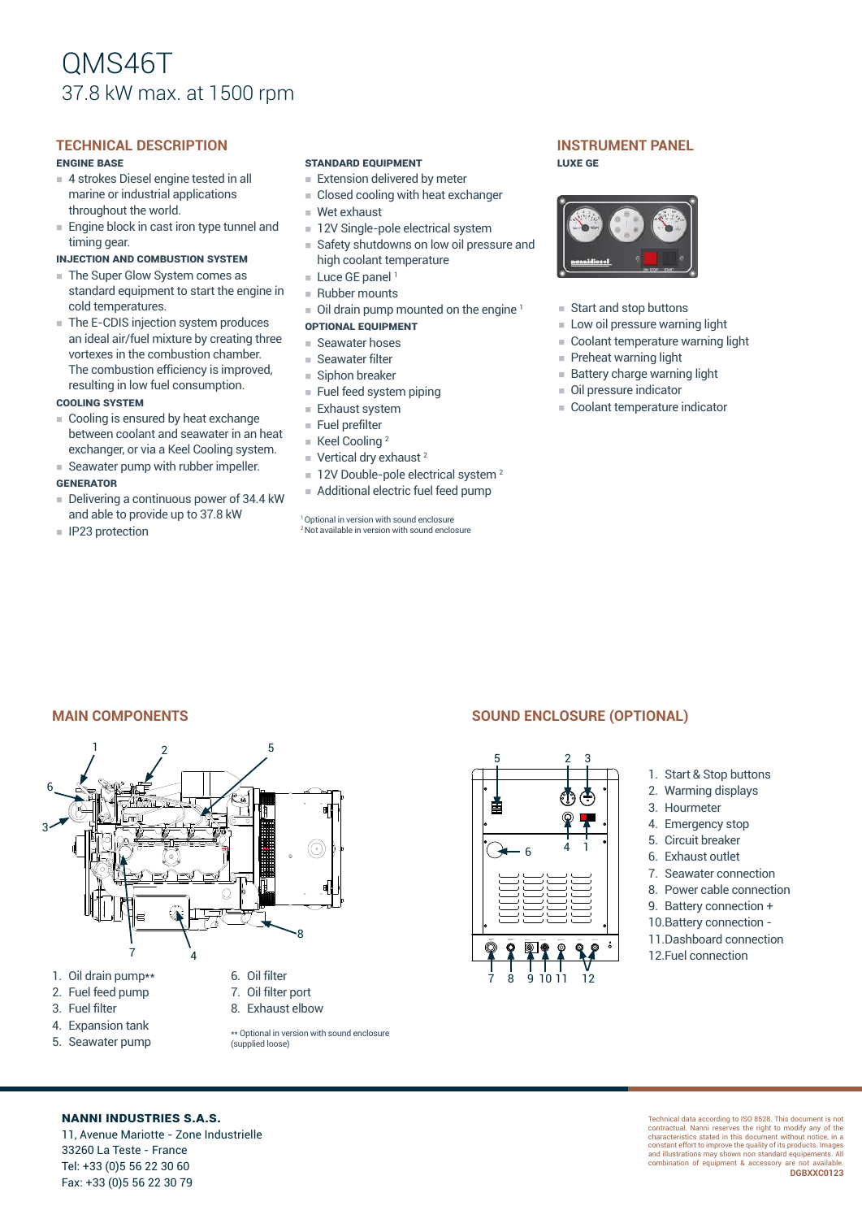# QMS46T

## 37.8 kW max. at 1500 rpm

## TECHNICAL DESCRIPTION

### ENGINE BASE

- 4 strokes Diesel engine tested in all marine or industrial applications throughout the world.
- Engine block in cast iron type tunnel and timing gear.

### INJECTION AND COMBUSTION SYSTEM

- The Super Glow System comes as standard equipment to start the engine in cold temperatures.
- The E-CDIS injection system produces an ideal air/fuel mixture by creating three vortexes in the combustion chamber. The combustion efficiency is improved, resulting in low fuel consumption.

### COOLING SYSTEM

- Cooling is ensured by heat exchange between coolant and seawater in an heat exchanger, or via a Keel Cooling system.
- Seawater pump with rubber impeller.

### GENERATOR

- Delivering a continuous power of 34.4 kW and able to provide up to 37.8 kW
- IP23 protection

### STANDARD EQUIPMENT

- Extension delivered by meter
- Closed cooling with heat exchanger
- Wet exhaust
- 12V Single-pole electrical system
- Safety shutdowns on low oil pressure and high coolant temperature
- Luce GE panel [1]
- Rubber mounts
- Oil drain pump mounted on the engine [1]

### OPTIONAL EQUIPMENT

- Seawater hoses
- Seawater filter
- Siphon breaker
- Fuel feed system piping
- Exhaust system
- Fuel prefilter
- Keel Cooling [2]
- Vertical dry exhaust [2]
- 12V Double-pole electrical system [2]
- Additional electric fuel feed pump

[1] Optional in version with sound enclosure
[2] Not available in version with sound enclosure

## INSTRUMENT PANEL

### LUXE GE

- Start and stop buttons
- Low oil pressure warning light
- Coolant temperature warning light
- Preheat warning light
- Battery charge warning light
- Oil pressure indicator
- Coolant temperature indicator

## MAIN COMPONENTS

1. Oil drain pump**
2. Fuel feed pump
3. Fuel filter
4. Expansion tank
5. Seawater pump
6. Oil filter
7. Oil filter port
8. Exhaust elbow

** Optional in version with sound enclosure (supplied loose)

## SOUND ENCLOSURE (OPTIONAL)

1. Start & Stop buttons
2. Warming displays
3. Hourmeter
4. Emergency stop
5. Circuit breaker
6. Exhaust outlet
7. Seawater connection
8. Power cable connection
9. Battery connection +
10. Battery connection -
11. Dashboard connection
12. Fuel connection

**NANNI INDUSTRIES S.A.S.**
11, Avenue Mariotte - Zone Industrielle
33260 La Teste - France
Tel: +33 (0)5 56 22 30 60
Fax: +33 (0)5 56 22 30 79

Technical data according to ISO 8528. This document is not contractual. Nanni reserves the right to modify any of the characteristics stated in this document without notice, in a constant effort to improve the quality of its products. Images and illustrations may shown non standard equipements. All combination of equipment & accessory are not available.
DGBXXC0123